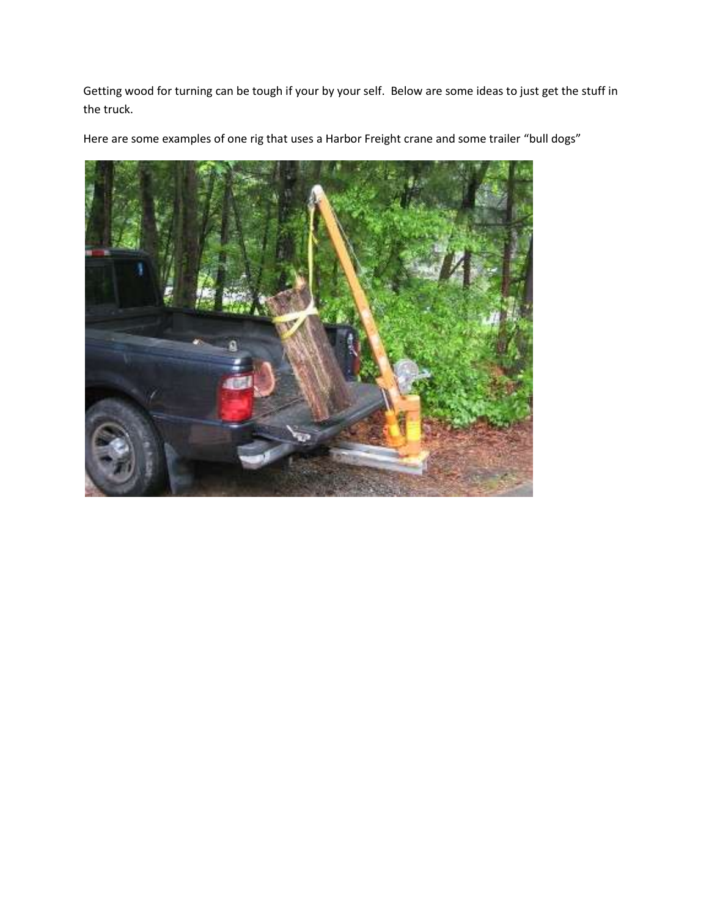Getting wood for turning can be tough if your by your self. Below are some ideas to just get the stuff in the truck.

Here are some examples of one rig that uses a Harbor Freight crane and some trailer “bull dogs”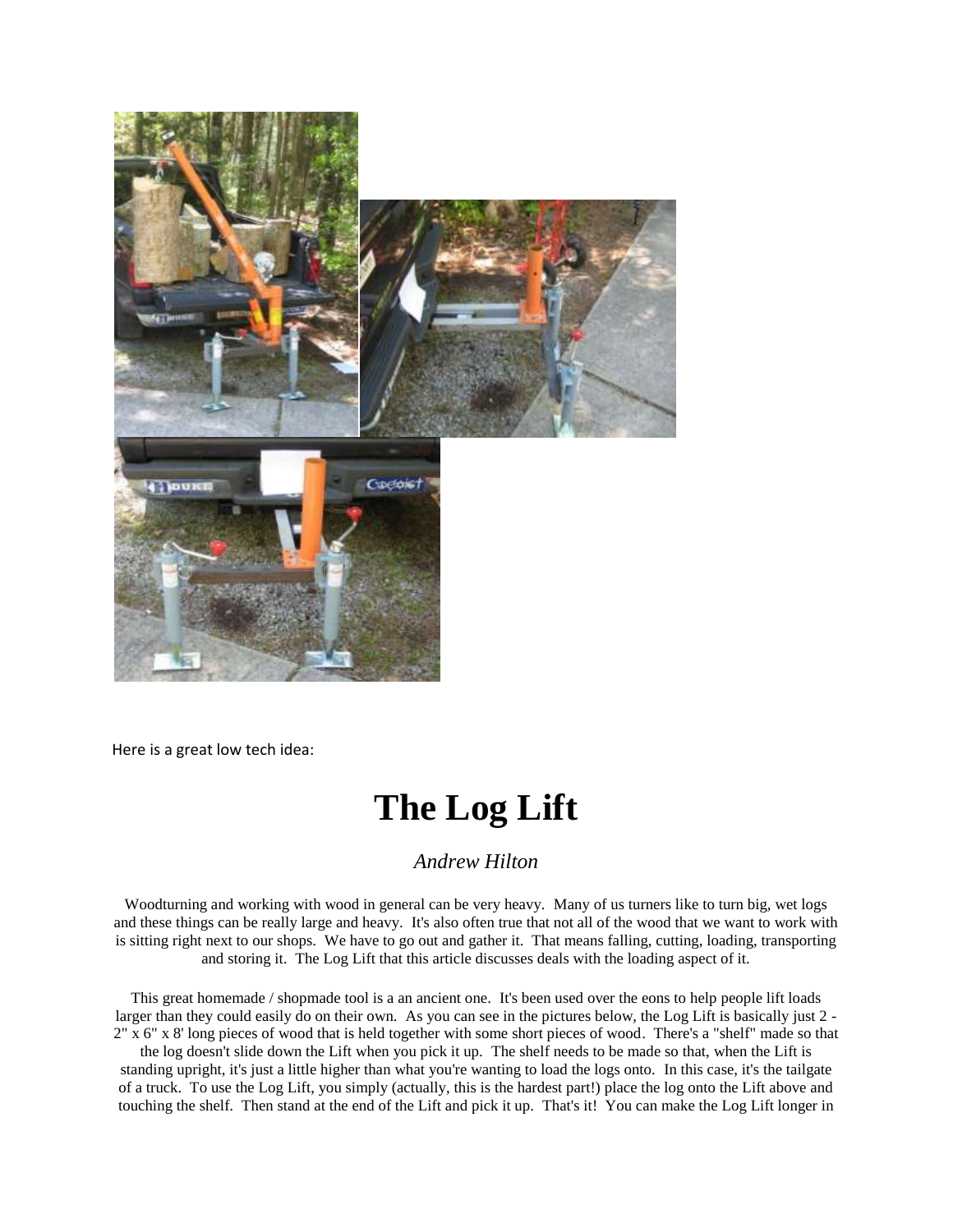Here is a great low tech idea:

# The Log Lift

*Andrew Hilton*

Woodturning and working with wood in general can be very heavy. Many of us turners like to turn big, wet logs and these things can be really large and heavy. It's also often true that not all of the wood that we want to work with is sitting right next to our shops. We have to go out and gather it. That means falling, cutting, loading, transporting and storing it. The Log Lift that this article discusses deals with the loading aspect of it.

This great homemade / shopmade tool is a an ancient one. It's been used over the eons to help people lift loads larger than they could easily do on their own. As you can see in the pictures below, the Log Lift is basically just 2 - 2" x 6" x 8' long pieces of wood that is held together with some short pieces of wood. There's a "shelf" made so that the log doesn't slide down the Lift when you pick it up. The shelf needs to be made so that, when the Lift is standing upright, it's just a little higher than what you're wanting to load the logs onto. In this case, it's the tailgate of a truck. To use the Log Lift, you simply (actually, this is the hardest part!) place the log onto the Lift above and touching the shelf. Then stand at the end of the Lift and pick it up. That's it! You can make the Log Lift longer in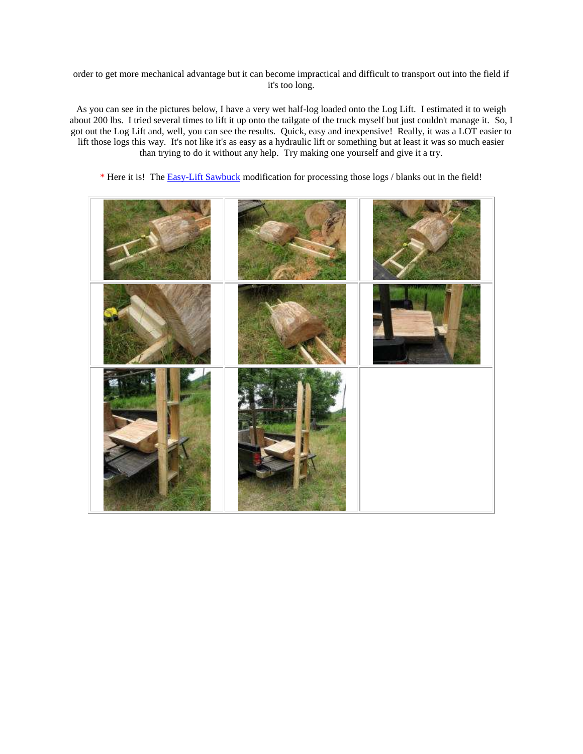order to get more mechanical advantage but it can become impractical and difficult to transport out into the field if it's too long.

As you can see in the pictures below, I have a very wet half-log loaded onto the Log Lift. I estimated it to weigh about 200 lbs. I tried several times to lift it up onto the tailgate of the truck myself but just couldn't manage it. So, I got out the Log Lift and, well, you can see the results. Quick, easy and inexpensive! Really, it was a LOT easier to lift those logs this way. It's not like it's as easy as a hydraulic lift or something but at least it was so much easier than trying to do it without any help. Try making one yourself and give it a try.

* Here it is! The Easy-Lift Sawbuck modification for processing those logs / blanks out in the field!